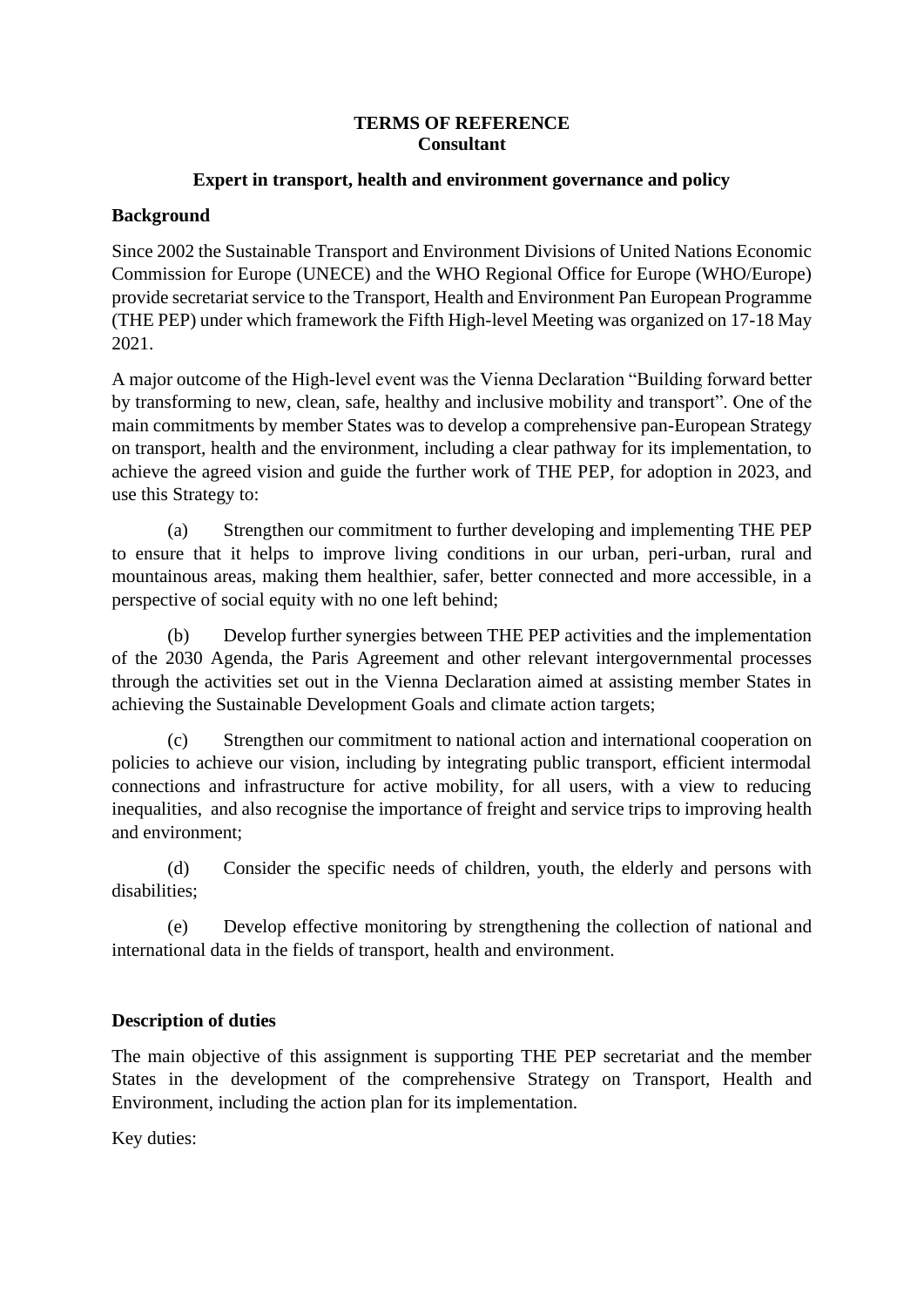**TERMS OF REFERENCE**
**Consultant**

**Expert in transport, health and environment governance and policy**

**Background**

Since 2002 the Sustainable Transport and Environment Divisions of United Nations Economic Commission for Europe (UNECE) and the WHO Regional Office for Europe (WHO/Europe) provide secretariat service to the Transport, Health and Environment Pan European Programme (THE PEP) under which framework the Fifth High-level Meeting was organized on 17-18 May 2021.

A major outcome of the High-level event was the Vienna Declaration "Building forward better by transforming to new, clean, safe, healthy and inclusive mobility and transport". One of the main commitments by member States was to develop a comprehensive pan-European Strategy on transport, health and the environment, including a clear pathway for its implementation, to achieve the agreed vision and guide the further work of THE PEP, for adoption in 2023, and use this Strategy to:

(a) Strengthen our commitment to further developing and implementing THE PEP to ensure that it helps to improve living conditions in our urban, peri-urban, rural and mountainous areas, making them healthier, safer, better connected and more accessible, in a perspective of social equity with no one left behind;

(b) Develop further synergies between THE PEP activities and the implementation of the 2030 Agenda, the Paris Agreement and other relevant intergovernmental processes through the activities set out in the Vienna Declaration aimed at assisting member States in achieving the Sustainable Development Goals and climate action targets;

(c) Strengthen our commitment to national action and international cooperation on policies to achieve our vision, including by integrating public transport, efficient intermodal connections and infrastructure for active mobility, for all users, with a view to reducing inequalities, and also recognise the importance of freight and service trips to improving health and environment;

(d) Consider the specific needs of children, youth, the elderly and persons with disabilities;

(e) Develop effective monitoring by strengthening the collection of national and international data in the fields of transport, health and environment.

**Description of duties**

The main objective of this assignment is supporting THE PEP secretariat and the member States in the development of the comprehensive Strategy on Transport, Health and Environment, including the action plan for its implementation.

Key duties: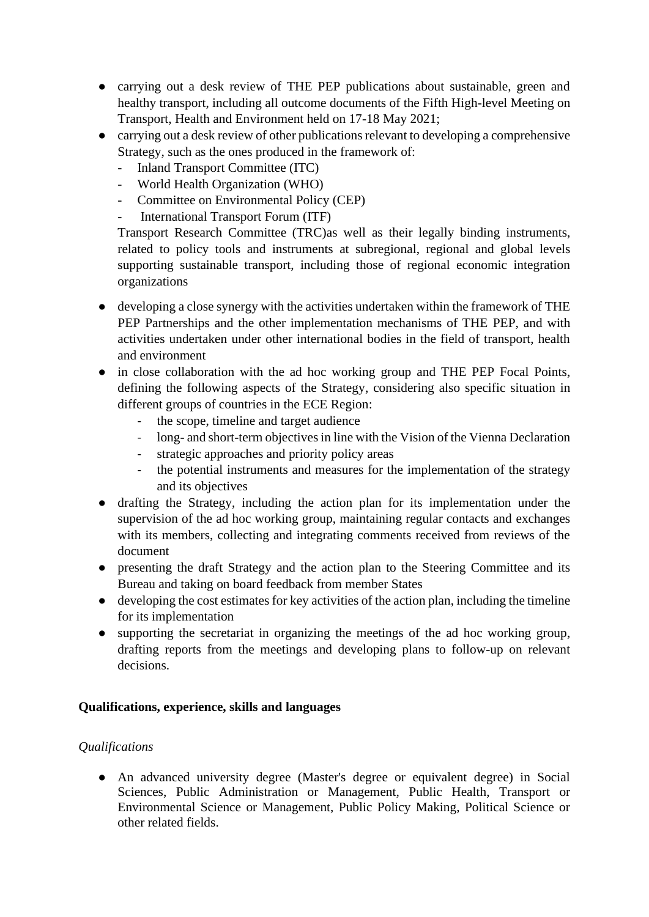- carrying out a desk review of THE PEP publications about sustainable, green and healthy transport, including all outcome documents of the Fifth High-level Meeting on Transport, Health and Environment held on 17-18 May 2021;
- carrying out a desk review of other publications relevant to developing a comprehensive Strategy, such as the ones produced in the framework of:
  - Inland Transport Committee (ITC)
  - World Health Organization (WHO)
  - Committee on Environmental Policy (CEP)
  - International Transport Forum (ITF)

  Transport Research Committee (TRC)as well as their legally binding instruments, related to policy tools and instruments at subregional, regional and global levels supporting sustainable transport, including those of regional economic integration organizations
- developing a close synergy with the activities undertaken within the framework of THE PEP Partnerships and the other implementation mechanisms of THE PEP, and with activities undertaken under other international bodies in the field of transport, health and environment
- in close collaboration with the ad hoc working group and THE PEP Focal Points, defining the following aspects of the Strategy, considering also specific situation in different groups of countries in the ECE Region:
  - the scope, timeline and target audience
  - long- and short-term objectives in line with the Vision of the Vienna Declaration
  - strategic approaches and priority policy areas
  - the potential instruments and measures for the implementation of the strategy and its objectives
- drafting the Strategy, including the action plan for its implementation under the supervision of the ad hoc working group, maintaining regular contacts and exchanges with its members, collecting and integrating comments received from reviews of the document
- presenting the draft Strategy and the action plan to the Steering Committee and its Bureau and taking on board feedback from member States
- developing the cost estimates for key activities of the action plan, including the timeline for its implementation
- supporting the secretariat in organizing the meetings of the ad hoc working group, drafting reports from the meetings and developing plans to follow-up on relevant decisions.

**Qualifications, experience, skills and languages**

*Qualifications*

- An advanced university degree (Master's degree or equivalent degree) in Social Sciences, Public Administration or Management, Public Health, Transport or Environmental Science or Management, Public Policy Making, Political Science or other related fields.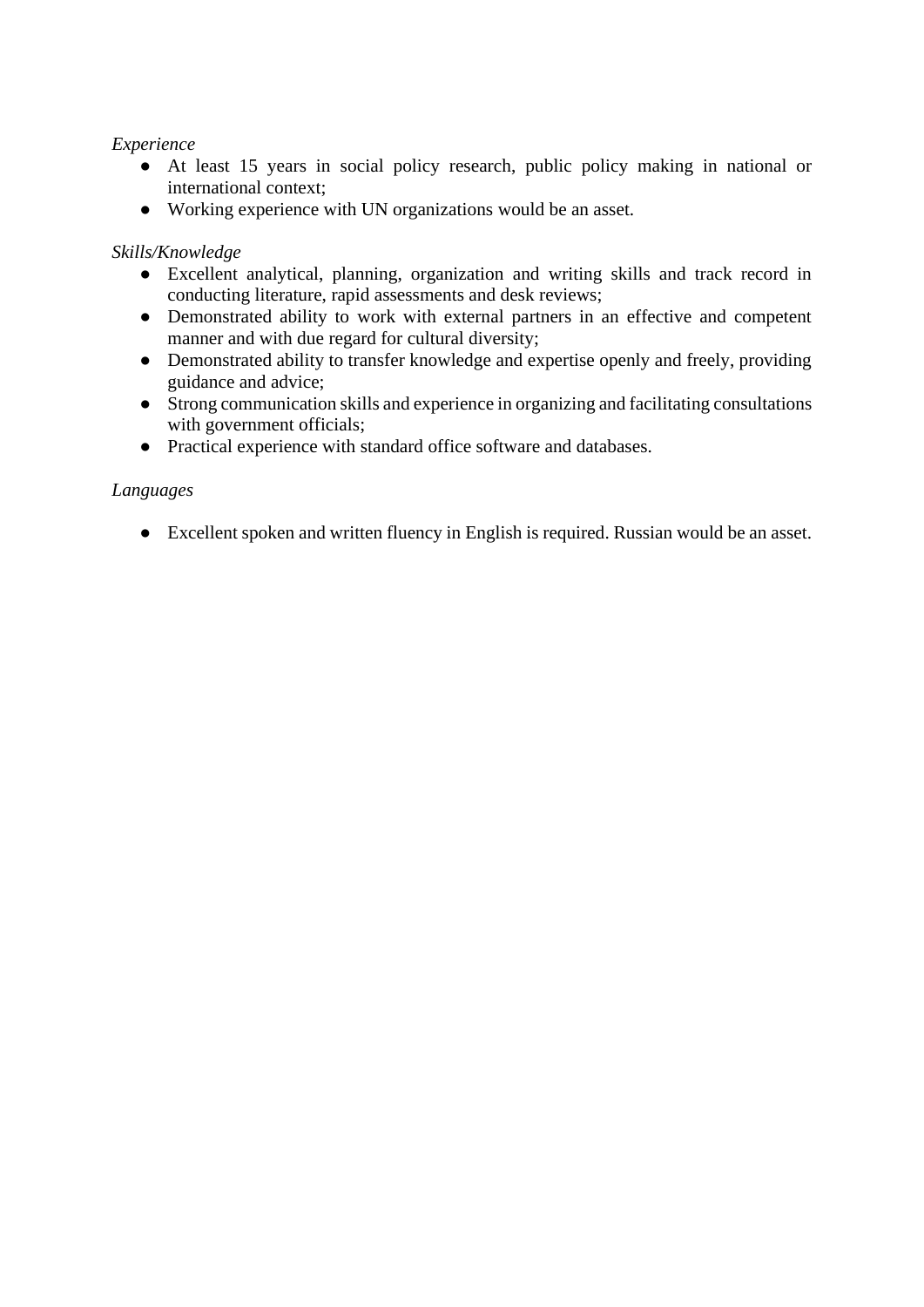*Experience*

- At least 15 years in social policy research, public policy making in national or international context;
- Working experience with UN organizations would be an asset.

*Skills/Knowledge*

- Excellent analytical, planning, organization and writing skills and track record in conducting literature, rapid assessments and desk reviews;
- Demonstrated ability to work with external partners in an effective and competent manner and with due regard for cultural diversity;
- Demonstrated ability to transfer knowledge and expertise openly and freely, providing guidance and advice;
- Strong communication skills and experience in organizing and facilitating consultations with government officials;
- Practical experience with standard office software and databases.

*Languages*

- Excellent spoken and written fluency in English is required. Russian would be an asset.